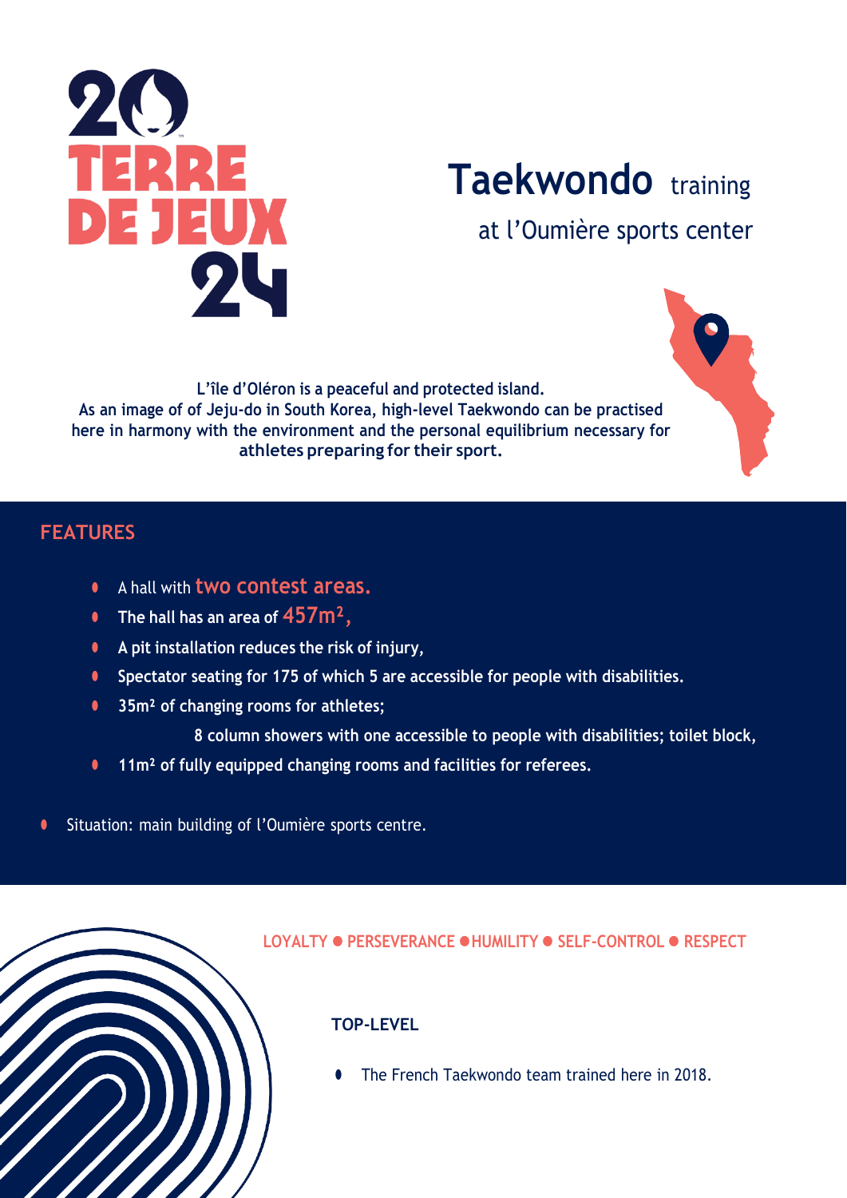20 TERRE DE JEUX 24

# Taekwondo training

## at l'Oumière sports center

**L'île d'Oléron is a peaceful and protected island. As an image of of Jeju-do in South Korea, high-level Taekwondo can be practised here in harmony with the environment and the personal equilibrium necessary for athletes preparing for their sport.**

## FEATURES

- A hall with **two contest areas.**
- **The hall has an area of 457m², **
- **A pit installation reduces the risk of injury,**
- **Spectator seating for 175 of which 5 are accessible for people with disabilities.**
- **35m² of changing rooms for athletes;**
  **8 column showers with one accessible to people with disabilities; toilet block,**
- **11m² of fully equipped changing rooms and facilities for referees.**

- Situation: main building of l'Oumière sports centre.

LOYALTY ● PERSEVERANCE ● HUMILITY ● SELF-CONTROL ● RESPECT

### TOP-LEVEL

- The French Taekwondo team trained here in 2018.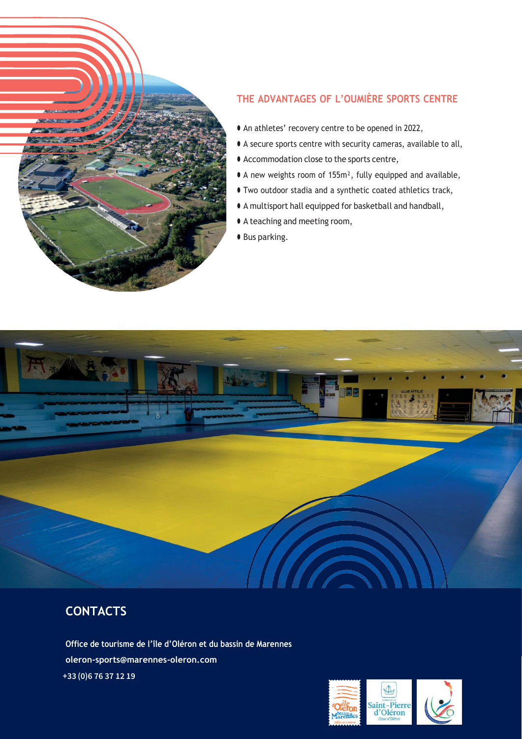## THE ADVANTAGES OF L'OUMIÈRE SPORTS CENTRE

- An athletes' recovery centre to be opened in 2022,
- A secure sports centre with security cameras, available to all,
- Accommodation close to the sports centre,
- A new weights room of 155m², fully equipped and available,
- Two outdoor stadia and a synthetic coated athletics track,
- A multisport hall equipped for basketball and handball,
- A teaching and meeting room,
- Bus parking.

## CONTACTS

**Office de tourisme de l'île d'Oléron et du bassin de Marennes**

**oleron-sports@marennes-oleron.com**

**+33 (0)6 76 37 12 19**